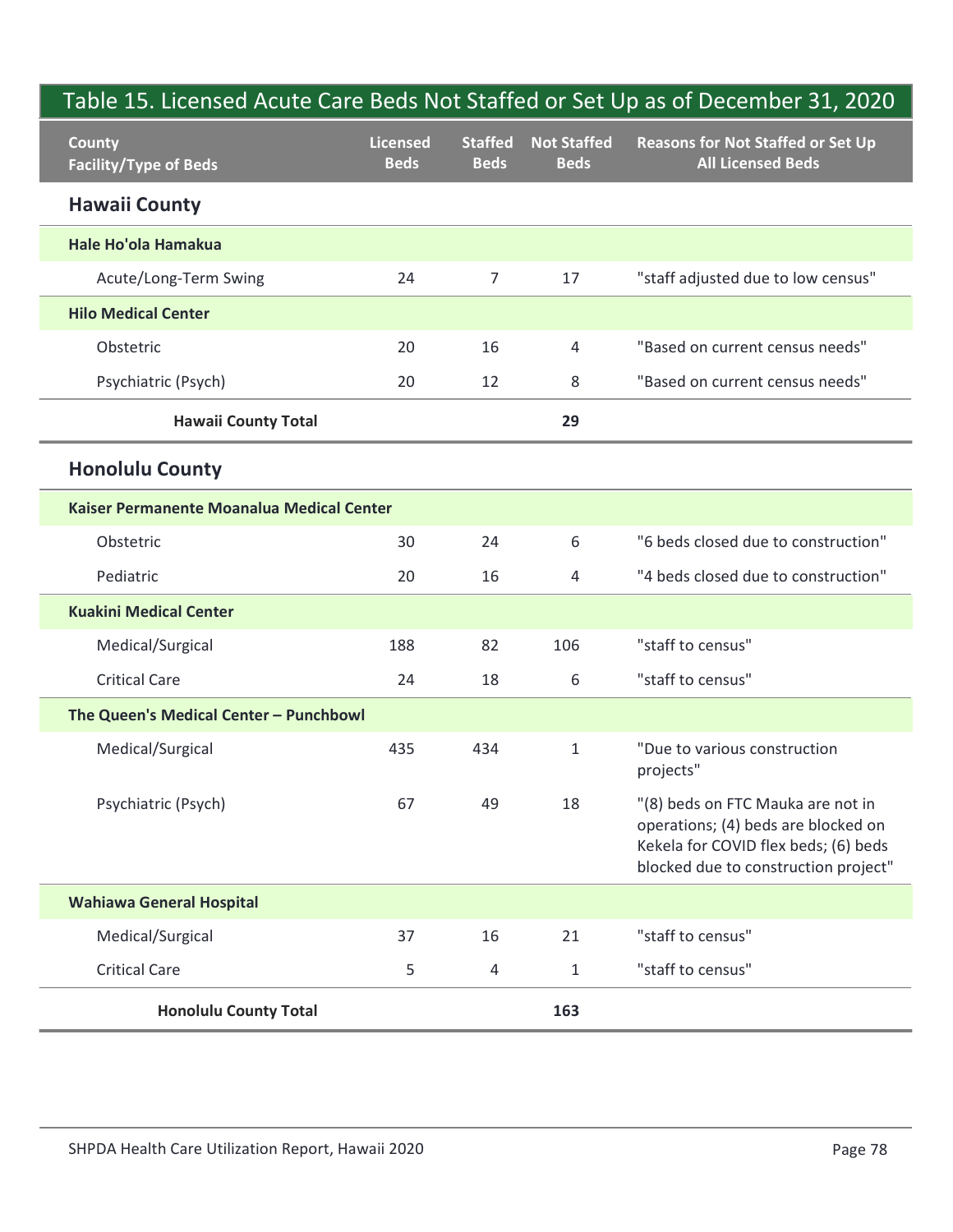## Table 15. Licensed Acute Care Beds Not Staffed or Set Up as of December 31, 2020

| County<br>Facility/Type of Beds | Licensed Beds | Staffed Beds | Not Staffed Beds | Reasons for Not Staffed or Set Up All Licensed Beds |
|---|---|---|---|---|
| **Hawaii County** | | | | |
| **Hale Ho'ola Hamakua** | | | | |
| Acute/Long-Term Swing | 24 | 7 | 17 | "staff adjusted due to low census" |
| **Hilo Medical Center** | | | | |
| Obstetric | 20 | 16 | 4 | "Based on current census needs" |
| Psychiatric (Psych) | 20 | 12 | 8 | "Based on current census needs" |
| **Hawaii County Total** | | | **29** | |
| **Honolulu County** | | | | |
| **Kaiser Permanente Moanalua Medical Center** | | | | |
| Obstetric | 30 | 24 | 6 | "6 beds closed due to construction" |
| Pediatric | 20 | 16 | 4 | "4 beds closed due to construction" |
| **Kuakini Medical Center** | | | | |
| Medical/Surgical | 188 | 82 | 106 | "staff to census" |
| Critical Care | 24 | 18 | 6 | "staff to census" |
| **The Queen's Medical Center – Punchbowl** | | | | |
| Medical/Surgical | 435 | 434 | 1 | "Due to various construction projects" |
| Psychiatric (Psych) | 67 | 49 | 18 | "(8) beds on FTC Mauka are not in operations; (4) beds are blocked on Kekela for COVID flex beds; (6) beds blocked due to construction project" |
| **Wahiawa General Hospital** | | | | |
| Medical/Surgical | 37 | 16 | 21 | "staff to census" |
| Critical Care | 5 | 4 | 1 | "staff to census" |
| **Honolulu County Total** | | | **163** | |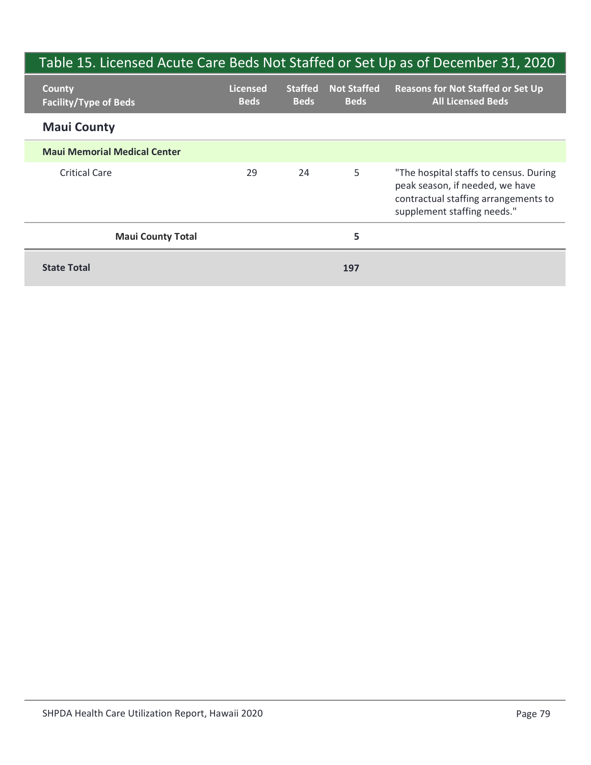## Table 15. Licensed Acute Care Beds Not Staffed or Set Up as of December 31, 2020

| County<br>Facility/Type of Beds | Licensed Beds | Staffed Beds | Not Staffed Beds | Reasons for Not Staffed or Set Up All Licensed Beds |
|---|---|---|---|---|
| **Maui County** | | | | |
| **Maui Memorial Medical Center** | | | | |
| Critical Care | 29 | 24 | 5 | "The hospital staffs to census. During peak season, if needed, we have contractual staffing arrangements to supplement staffing needs." |
| **Maui County Total** | | | **5** | |
| **State Total** | | | **197** | |